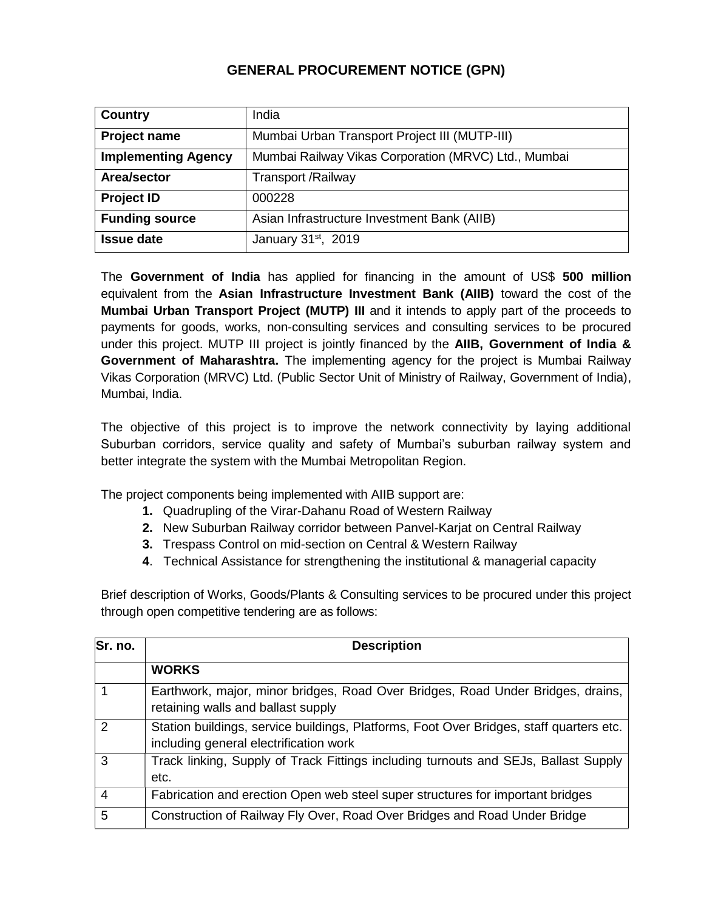# GENERAL PROCUREMENT NOTICE (GPN)

| **Country** | India |
|---|---|
| **Project name** | Mumbai Urban Transport Project III (MUTP-III) |
| **Implementing Agency** | Mumbai Railway Vikas Corporation (MRVC) Ltd., Mumbai |
| **Area/sector** | Transport /Railway |
| **Project ID** | 000228 |
| **Funding source** | Asian Infrastructure Investment Bank (AIIB) |
| **Issue date** | January 31st, 2019 |

The **Government of India** has applied for financing in the amount of US$ **500 million** equivalent from the **Asian Infrastructure Investment Bank (AIIB)** toward the cost of the **Mumbai Urban Transport Project (MUTP) III** and it intends to apply part of the proceeds to payments for goods, works, non-consulting services and consulting services to be procured under this project. MUTP III project is jointly financed by the **AIIB, Government of India & Government of Maharashtra.** The implementing agency for the project is Mumbai Railway Vikas Corporation (MRVC) Ltd. (Public Sector Unit of Ministry of Railway, Government of India), Mumbai, India.

The objective of this project is to improve the network connectivity by laying additional Suburban corridors, service quality and safety of Mumbai's suburban railway system and better integrate the system with the Mumbai Metropolitan Region.

The project components being implemented with AIIB support are:

1. Quadrupling of the Virar-Dahanu Road of Western Railway
2. New Suburban Railway corridor between Panvel-Karjat on Central Railway
3. Trespass Control on mid-section on Central & Western Railway
4. Technical Assistance for strengthening the institutional & managerial capacity

Brief description of Works, Goods/Plants & Consulting services to be procured under this project through open competitive tendering are as follows:

| Sr. no. | Description |
|---|---|
| | **WORKS** |
| 1 | Earthwork, major, minor bridges, Road Over Bridges, Road Under Bridges, drains, retaining walls and ballast supply |
| 2 | Station buildings, service buildings, Platforms, Foot Over Bridges, staff quarters etc. including general electrification work |
| 3 | Track linking, Supply of Track Fittings including turnouts and SEJs, Ballast Supply etc. |
| 4 | Fabrication and erection Open web steel super structures for important bridges |
| 5 | Construction of Railway Fly Over, Road Over Bridges and Road Under Bridge |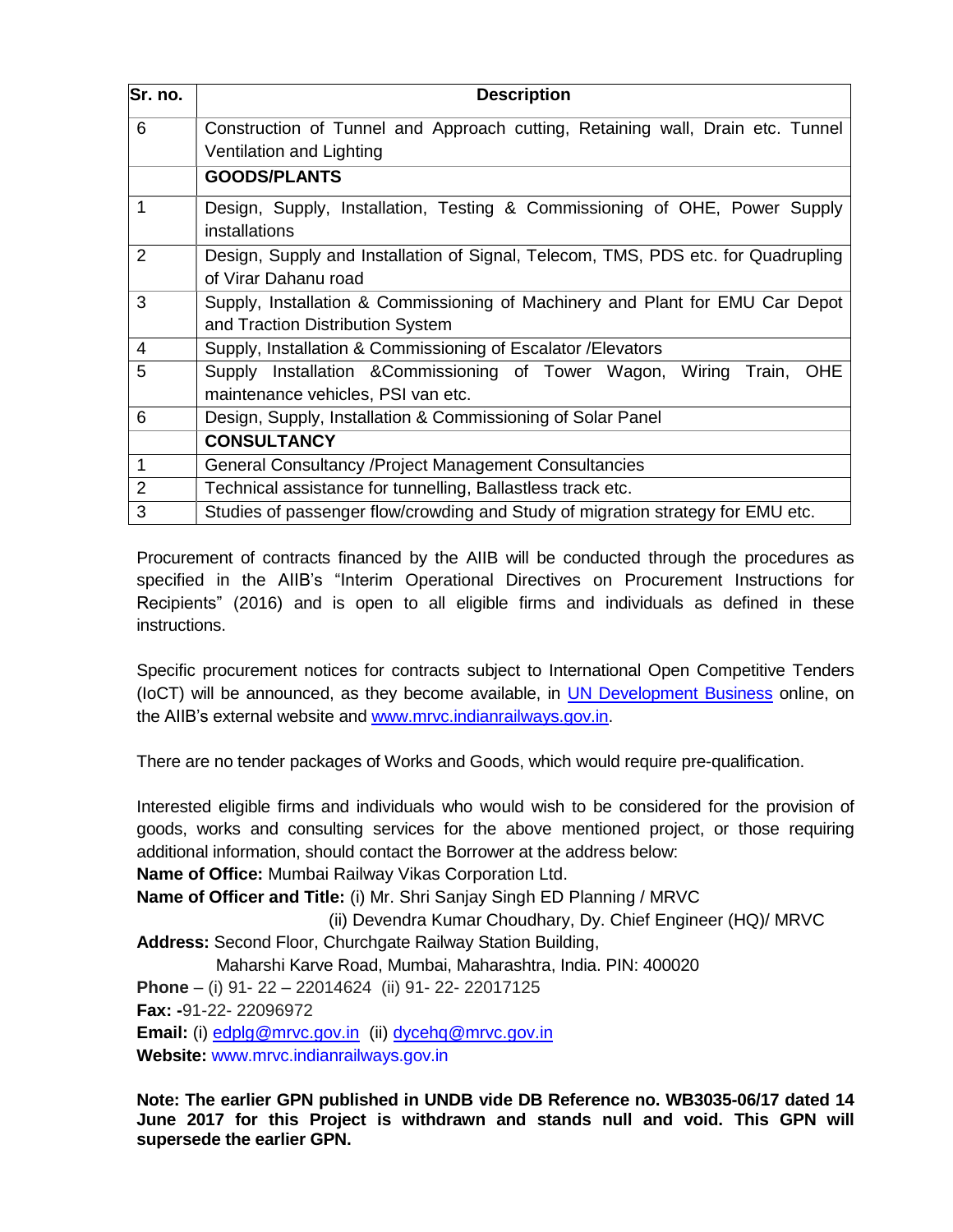| Sr. no. | Description |
|---|---|
| 6 | Construction of Tunnel and Approach cutting, Retaining wall, Drain etc. Tunnel Ventilation and Lighting |
| | **GOODS/PLANTS** |
| 1 | Design, Supply, Installation, Testing & Commissioning of OHE, Power Supply installations |
| 2 | Design, Supply and Installation of Signal, Telecom, TMS, PDS etc. for Quadrupling of Virar Dahanu road |
| 3 | Supply, Installation & Commissioning of Machinery and Plant for EMU Car Depot and Traction Distribution System |
| 4 | Supply, Installation & Commissioning of Escalator /Elevators |
| 5 | Supply Installation &Commissioning of Tower Wagon, Wiring Train, OHE maintenance vehicles, PSI van etc. |
| 6 | Design, Supply, Installation & Commissioning of Solar Panel |
| | **CONSULTANCY** |
| 1 | General Consultancy /Project Management Consultancies |
| 2 | Technical assistance for tunnelling, Ballastless track etc. |
| 3 | Studies of passenger flow/crowding and Study of migration strategy for EMU etc. |

Procurement of contracts financed by the AIIB will be conducted through the procedures as specified in the AIIB's "Interim Operational Directives on Procurement Instructions for Recipients" (2016) and is open to all eligible firms and individuals as defined in these instructions.

Specific procurement notices for contracts subject to International Open Competitive Tenders (IoCT) will be announced, as they become available, in UN Development Business online, on the AIIB's external website and www.mrvc.indianrailways.gov.in.

There are no tender packages of Works and Goods, which would require pre-qualification.

Interested eligible firms and individuals who would wish to be considered for the provision of goods, works and consulting services for the above mentioned project, or those requiring additional information, should contact the Borrower at the address below:

**Name of Office:** Mumbai Railway Vikas Corporation Ltd.

**Name of Officer and Title:** (i) Mr. Shri Sanjay Singh ED Planning / MRVC

(ii) Devendra Kumar Choudhary, Dy. Chief Engineer (HQ)/ MRVC

**Address:** Second Floor, Churchgate Railway Station Building,

Maharshi Karve Road, Mumbai, Maharashtra, India. PIN: 400020

**Phone** – (i) 91- 22 – 22014624 (ii) 91- 22- 22017125

**Fax: -**91-22- 22096972

**Email:** (i) edplg@mrvc.gov.in (ii) dycehq@mrvc.gov.in

**Website:** www.mrvc.indianrailways.gov.in

**Note: The earlier GPN published in UNDB vide DB Reference no. WB3035-06/17 dated 14 June 2017 for this Project is withdrawn and stands null and void. This GPN will supersede the earlier GPN.**